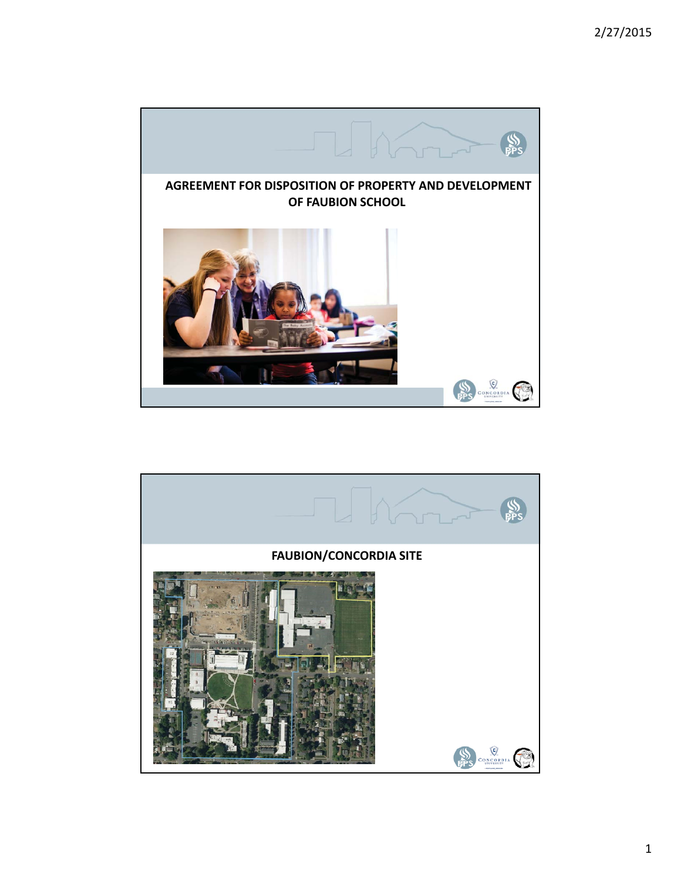# AGREEMENT FOR DISPOSITION OF PROPERTY AND DEVELOPMENT OF FAUBION SCHOOL

# FAUBION/CONCORDIA SITE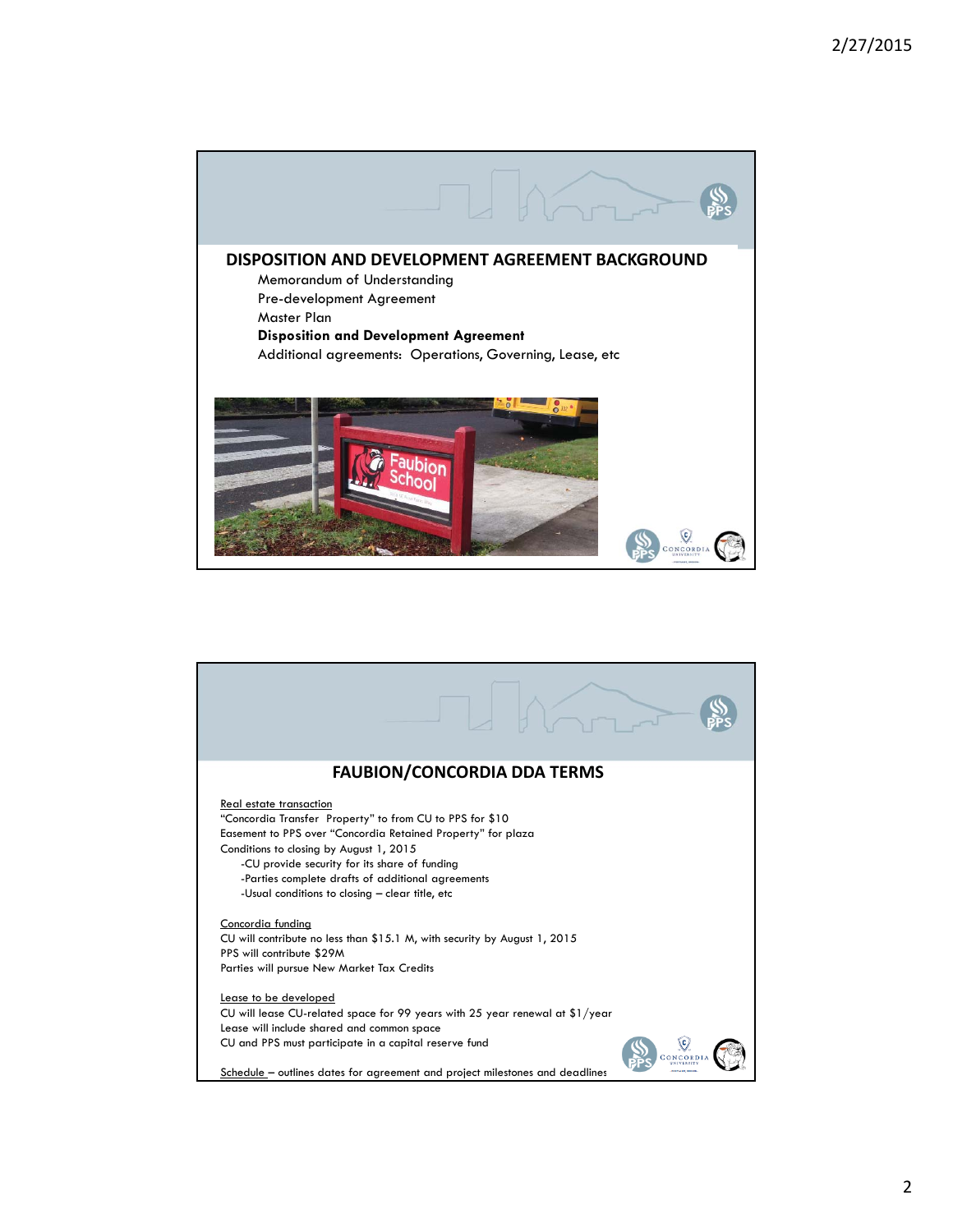## DISPOSITION AND DEVELOPMENT AGREEMENT BACKGROUND

Memorandum of Understanding
Pre-development Agreement
Master Plan
**Disposition and Development Agreement**
Additional agreements: Operations, Governing, Lease, etc

## FAUBION/CONCORDIA DDA TERMS

Real estate transaction
"Concordia Transfer Property" to from CU to PPS for $10
Easement to PPS over "Concordia Retained Property" for plaza
Conditions to closing by August 1, 2015
-CU provide security for its share of funding
-Parties complete drafts of additional agreements
-Usual conditions to closing – clear title, etc

Concordia funding
CU will contribute no less than $15.1 M, with security by August 1, 2015
PPS will contribute $29M
Parties will pursue New Market Tax Credits

Lease to be developed
CU will lease CU-related space for 99 years with 25 year renewal at $1/year
Lease will include shared and common space
CU and PPS must participate in a capital reserve fund

Schedule – outlines dates for agreement and project milestones and deadlines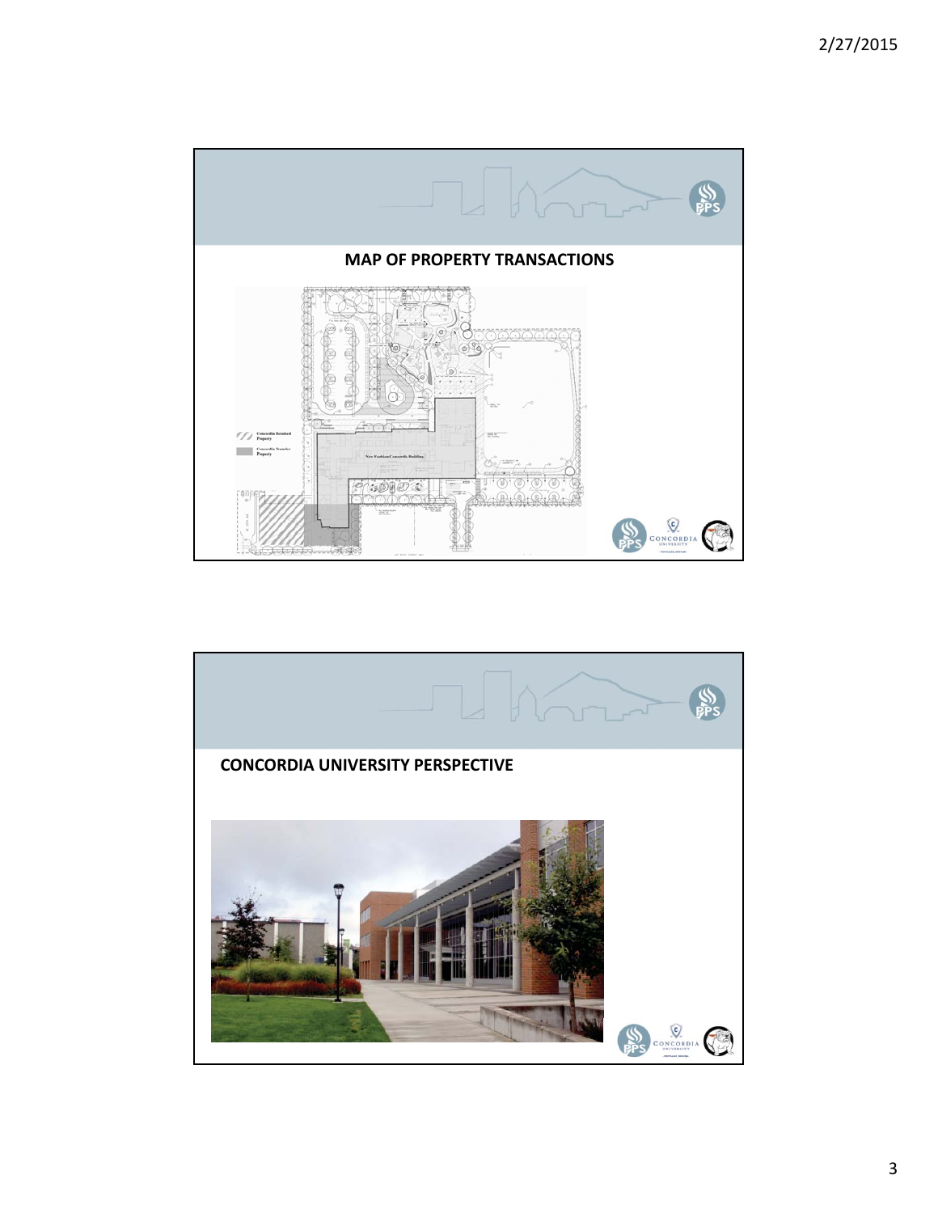## MAP OF PROPERTY TRANSACTIONS

Concordia Retained Property

Concordia Transfer Property

New Faubion/Concordia Building

## CONCORDIA UNIVERSITY PERSPECTIVE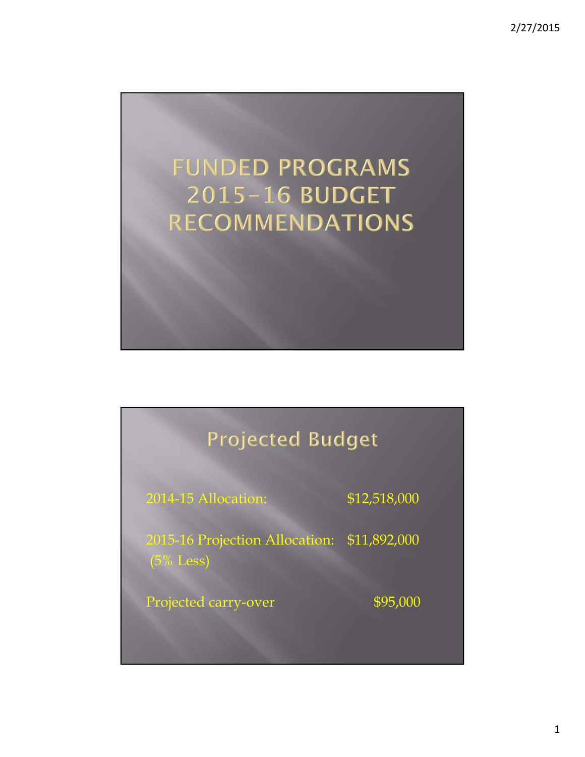# FUNDED PROGRAMS 2015-16 BUDGET RECOMMENDATIONS

## Projected Budget

| | |
|---|---|
| 2014-15 Allocation: | $12,518,000 |
| 2015-16 Projection Allocation: (5% Less) | $11,892,000 |
| Projected carry-over | $95,000 |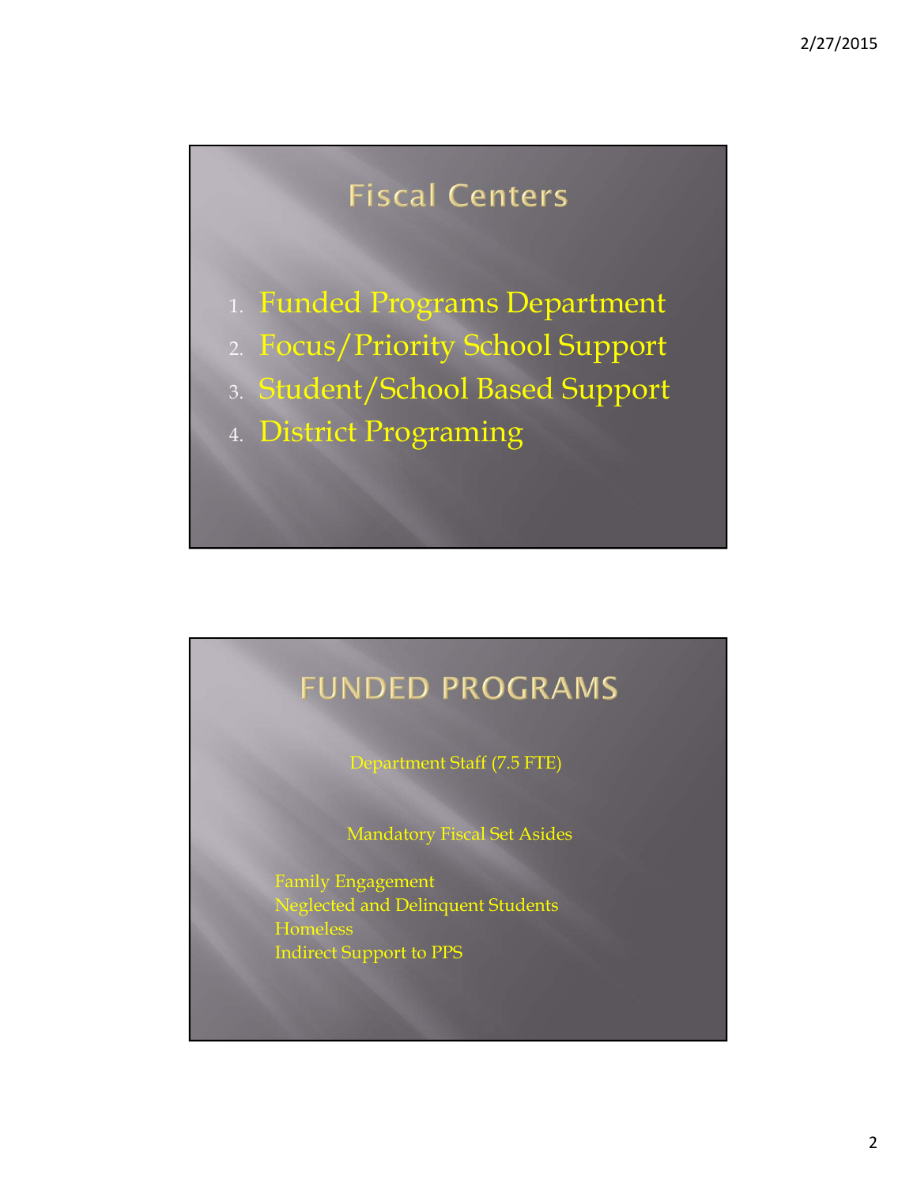# Fiscal Centers

1. Funded Programs Department
2. Focus/Priority School Support
3. Student/School Based Support
4. District Programing

# FUNDED PROGRAMS

Department Staff (7.5 FTE)

Mandatory Fiscal Set Asides

Family Engagement
Neglected and Delinquent Students
Homeless
Indirect Support to PPS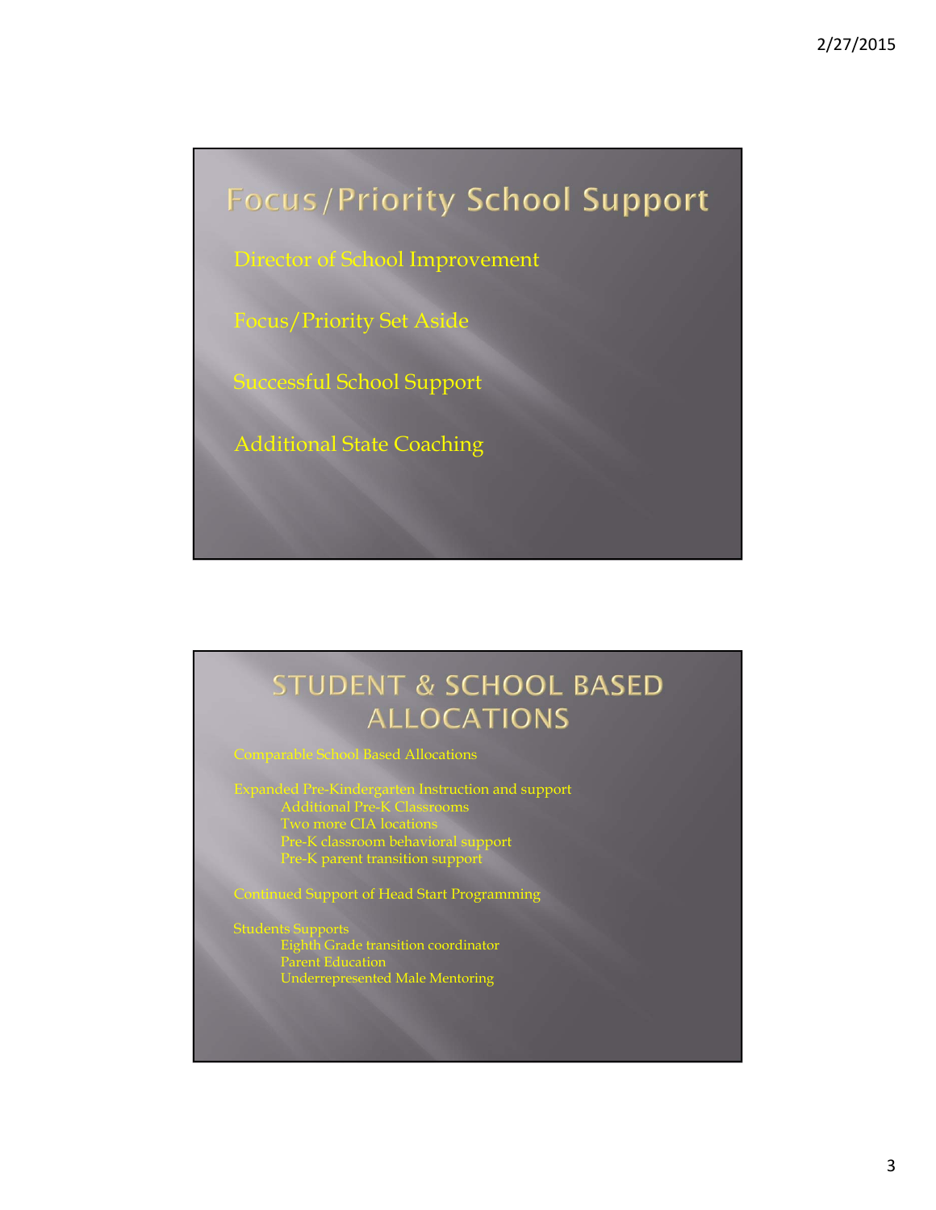# Focus/Priority School Support

Director of School Improvement

Focus/Priority Set Aside

Successful School Support

Additional State Coaching

# STUDENT & SCHOOL BASED ALLOCATIONS

Comparable School Based Allocations

Expanded Pre-Kindergarten Instruction and support
- Additional Pre-K Classrooms
- Two more CIA locations
- Pre-K classroom behavioral support
- Pre-K parent transition support

Continued Support of Head Start Programming

Students Supports
- Eighth Grade transition coordinator
- Parent Education
- Underrepresented Male Mentoring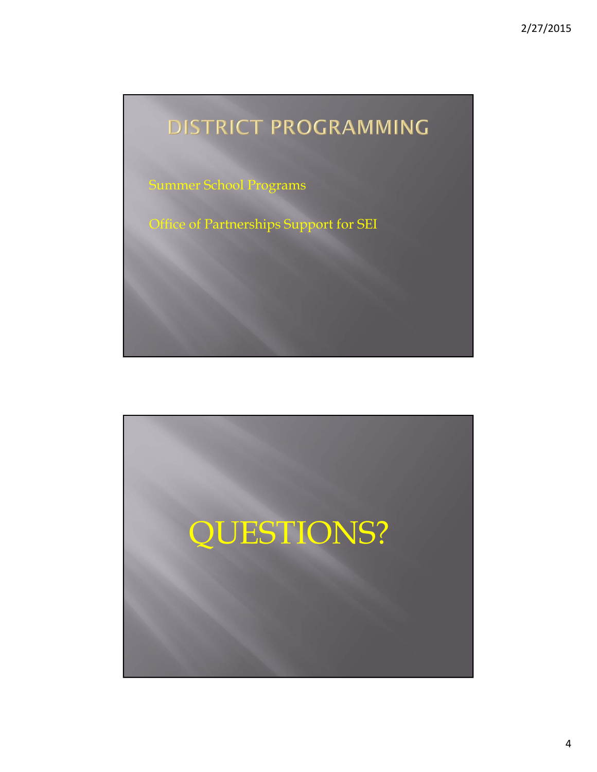## DISTRICT PROGRAMMING

Summer School Programs

Office of Partnerships Support for SEI

# QUESTIONS?